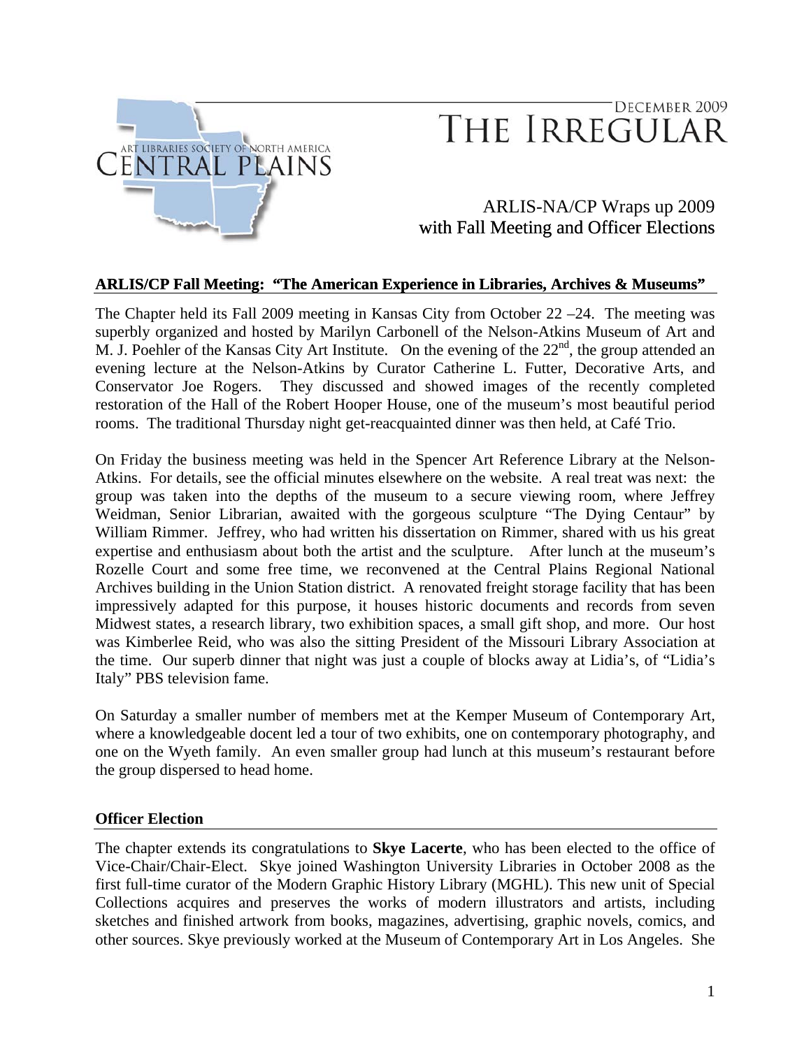# THE IRREGULAR

DECEMBER 2009

ART LIBRARIES SOCIETY OF NORTH AMERICA CENTRAL PLAINS

## ARLIS-NA/CP Wraps up 2009 with Fall Meeting and Officer Elections

### ARLIS/CP Fall Meeting: "The American Experience in Libraries, Archives & Museums"

The Chapter held its Fall 2009 meeting in Kansas City from October 22 –24. The meeting was superbly organized and hosted by Marilyn Carbonell of the Nelson-Atkins Museum of Art and M. J. Poehler of the Kansas City Art Institute. On the evening of the 22nd, the group attended an evening lecture at the Nelson-Atkins by Curator Catherine L. Futter, Decorative Arts, and Conservator Joe Rogers. They discussed and showed images of the recently completed restoration of the Hall of the Robert Hooper House, one of the museum's most beautiful period rooms. The traditional Thursday night get-reacquainted dinner was then held, at Café Trio.

On Friday the business meeting was held in the Spencer Art Reference Library at the Nelson-Atkins. For details, see the official minutes elsewhere on the website. A real treat was next: the group was taken into the depths of the museum to a secure viewing room, where Jeffrey Weidman, Senior Librarian, awaited with the gorgeous sculpture "The Dying Centaur" by William Rimmer. Jeffrey, who had written his dissertation on Rimmer, shared with us his great expertise and enthusiasm about both the artist and the sculpture. After lunch at the museum's Rozelle Court and some free time, we reconvened at the Central Plains Regional National Archives building in the Union Station district. A renovated freight storage facility that has been impressively adapted for this purpose, it houses historic documents and records from seven Midwest states, a research library, two exhibition spaces, a small gift shop, and more. Our host was Kimberlee Reid, who was also the sitting President of the Missouri Library Association at the time. Our superb dinner that night was just a couple of blocks away at Lidia's, of "Lidia's Italy" PBS television fame.

On Saturday a smaller number of members met at the Kemper Museum of Contemporary Art, where a knowledgeable docent led a tour of two exhibits, one on contemporary photography, and one on the Wyeth family. An even smaller group had lunch at this museum's restaurant before the group dispersed to head home.

### Officer Election

The chapter extends its congratulations to **Skye Lacerte**, who has been elected to the office of Vice-Chair/Chair-Elect. Skye joined Washington University Libraries in October 2008 as the first full-time curator of the Modern Graphic History Library (MGHL). This new unit of Special Collections acquires and preserves the works of modern illustrators and artists, including sketches and finished artwork from books, magazines, advertising, graphic novels, comics, and other sources. Skye previously worked at the Museum of Contemporary Art in Los Angeles. She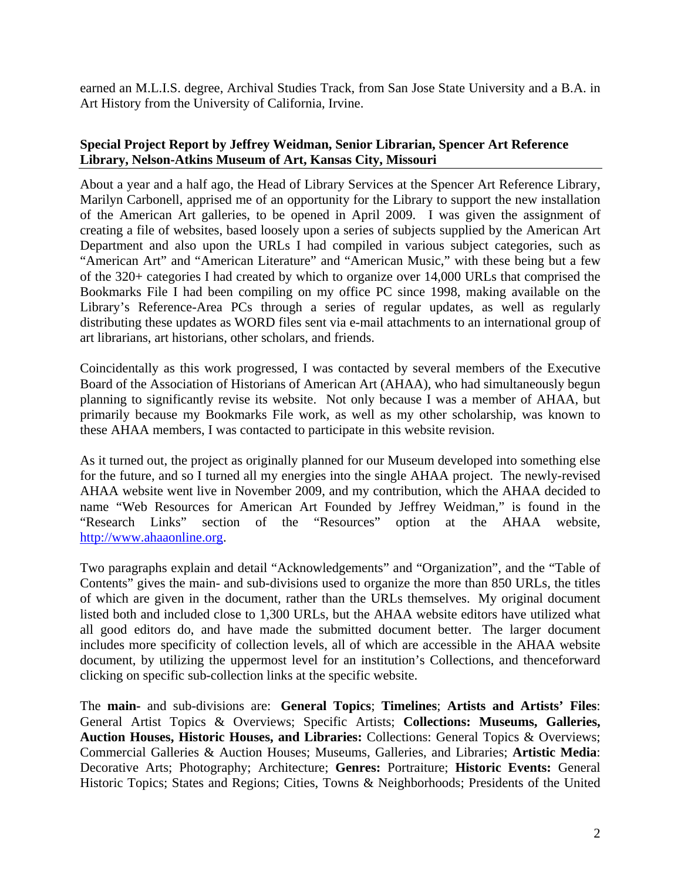earned an M.L.I.S. degree, Archival Studies Track, from San Jose State University and a B.A. in Art History from the University of California, Irvine.

**Special Project Report by Jeffrey Weidman, Senior Librarian, Spencer Art Reference Library, Nelson-Atkins Museum of Art, Kansas City, Missouri**

About a year and a half ago, the Head of Library Services at the Spencer Art Reference Library, Marilyn Carbonell, apprised me of an opportunity for the Library to support the new installation of the American Art galleries, to be opened in April 2009. I was given the assignment of creating a file of websites, based loosely upon a series of subjects supplied by the American Art Department and also upon the URLs I had compiled in various subject categories, such as "American Art" and "American Literature" and "American Music," with these being but a few of the 320+ categories I had created by which to organize over 14,000 URLs that comprised the Bookmarks File I had been compiling on my office PC since 1998, making available on the Library's Reference-Area PCs through a series of regular updates, as well as regularly distributing these updates as WORD files sent via e-mail attachments to an international group of art librarians, art historians, other scholars, and friends.

Coincidentally as this work progressed, I was contacted by several members of the Executive Board of the Association of Historians of American Art (AHAA), who had simultaneously begun planning to significantly revise its website. Not only because I was a member of AHAA, but primarily because my Bookmarks File work, as well as my other scholarship, was known to these AHAA members, I was contacted to participate in this website revision.

As it turned out, the project as originally planned for our Museum developed into something else for the future, and so I turned all my energies into the single AHAA project. The newly-revised AHAA website went live in November 2009, and my contribution, which the AHAA decided to name "Web Resources for American Art Founded by Jeffrey Weidman," is found in the "Research Links" section of the "Resources" option at the AHAA website, http://www.ahaaonline.org.

Two paragraphs explain and detail "Acknowledgements" and "Organization", and the "Table of Contents" gives the main- and sub-divisions used to organize the more than 850 URLs, the titles of which are given in the document, rather than the URLs themselves. My original document listed both and included close to 1,300 URLs, but the AHAA website editors have utilized what all good editors do, and have made the submitted document better. The larger document includes more specificity of collection levels, all of which are accessible in the AHAA website document, by utilizing the uppermost level for an institution's Collections, and thenceforward clicking on specific sub-collection links at the specific website.

The **main-** and sub-divisions are: **General Topics**; **Timelines**; **Artists and Artists' Files**: General Artist Topics & Overviews; Specific Artists; **Collections: Museums, Galleries, Auction Houses, Historic Houses, and Libraries:** Collections: General Topics & Overviews; Commercial Galleries & Auction Houses; Museums, Galleries, and Libraries; **Artistic Media**: Decorative Arts; Photography; Architecture; **Genres:** Portraiture; **Historic Events:** General Historic Topics; States and Regions; Cities, Towns & Neighborhoods; Presidents of the United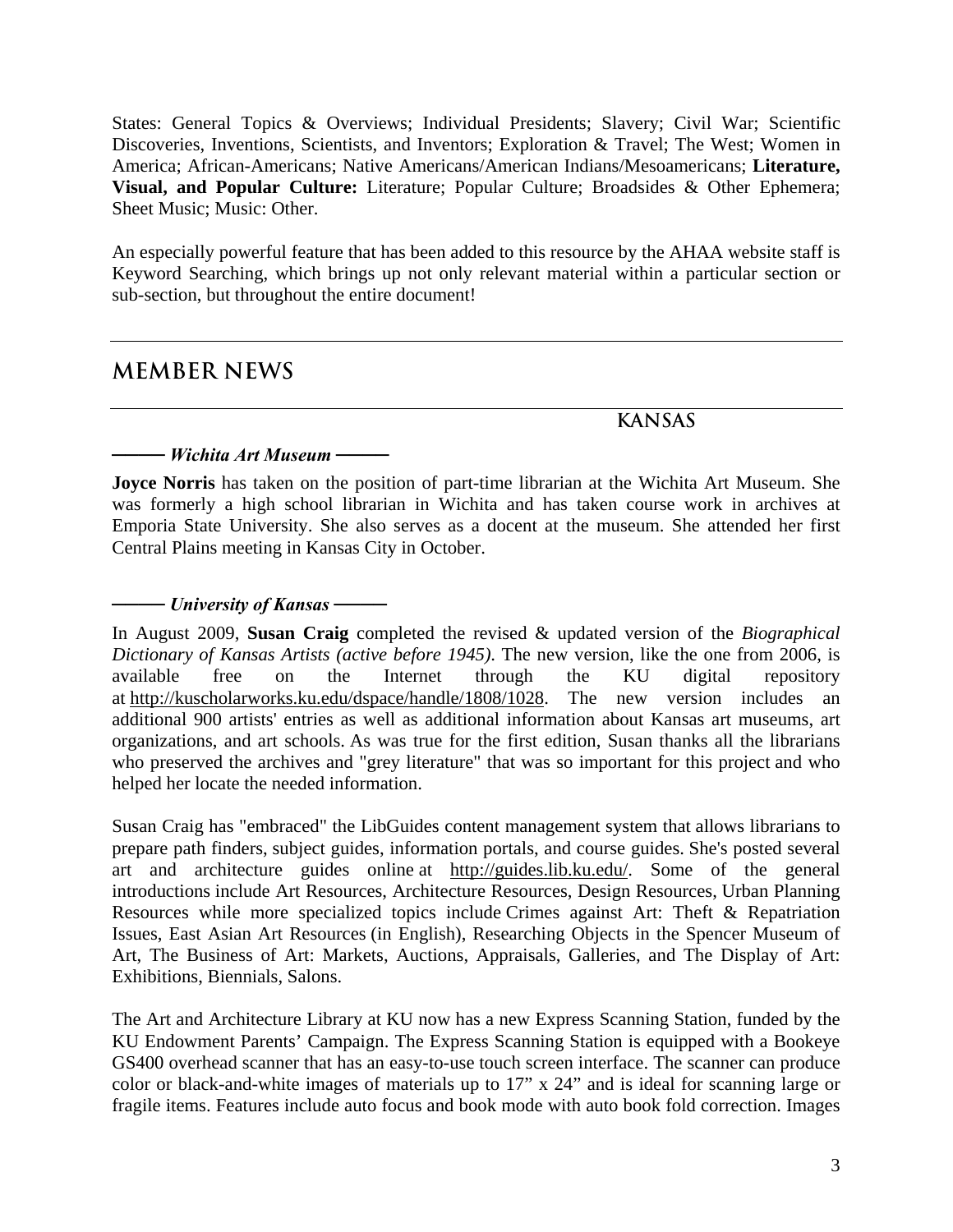States: General Topics & Overviews; Individual Presidents; Slavery; Civil War; Scientific Discoveries, Inventions, Scientists, and Inventors; Exploration & Travel; The West; Women in America; African-Americans; Native Americans/American Indians/Mesoamericans; **Literature, Visual, and Popular Culture:** Literature; Popular Culture; Broadsides & Other Ephemera; Sheet Music; Music: Other.

An especially powerful feature that has been added to this resource by the AHAA website staff is Keyword Searching, which brings up not only relevant material within a particular section or sub-section, but throughout the entire document!

---

## MEMBER NEWS

---

### KANSAS

**——— *Wichita Art Museum* ———**

**Joyce Norris** has taken on the position of part-time librarian at the Wichita Art Museum. She was formerly a high school librarian in Wichita and has taken course work in archives at Emporia State University. She also serves as a docent at the museum. She attended her first Central Plains meeting in Kansas City in October.

**——— *University of Kansas* ———**

In August 2009, **Susan Craig** completed the revised & updated version of the *Biographical Dictionary of Kansas Artists (active before 1945)*. The new version, like the one from 2006, is available free on the Internet through the KU digital repository at http://kuscholarworks.ku.edu/dspace/handle/1808/1028. The new version includes an additional 900 artists' entries as well as additional information about Kansas art museums, art organizations, and art schools. As was true for the first edition, Susan thanks all the librarians who preserved the archives and "grey literature" that was so important for this project and who helped her locate the needed information.

Susan Craig has "embraced" the LibGuides content management system that allows librarians to prepare path finders, subject guides, information portals, and course guides. She's posted several art and architecture guides online at http://guides.lib.ku.edu/. Some of the general introductions include Art Resources, Architecture Resources, Design Resources, Urban Planning Resources while more specialized topics include Crimes against Art: Theft & Repatriation Issues, East Asian Art Resources (in English), Researching Objects in the Spencer Museum of Art, The Business of Art: Markets, Auctions, Appraisals, Galleries, and The Display of Art: Exhibitions, Biennials, Salons.

The Art and Architecture Library at KU now has a new Express Scanning Station, funded by the KU Endowment Parents' Campaign. The Express Scanning Station is equipped with a Bookeye GS400 overhead scanner that has an easy-to-use touch screen interface. The scanner can produce color or black-and-white images of materials up to 17" x 24" and is ideal for scanning large or fragile items. Features include auto focus and book mode with auto book fold correction. Images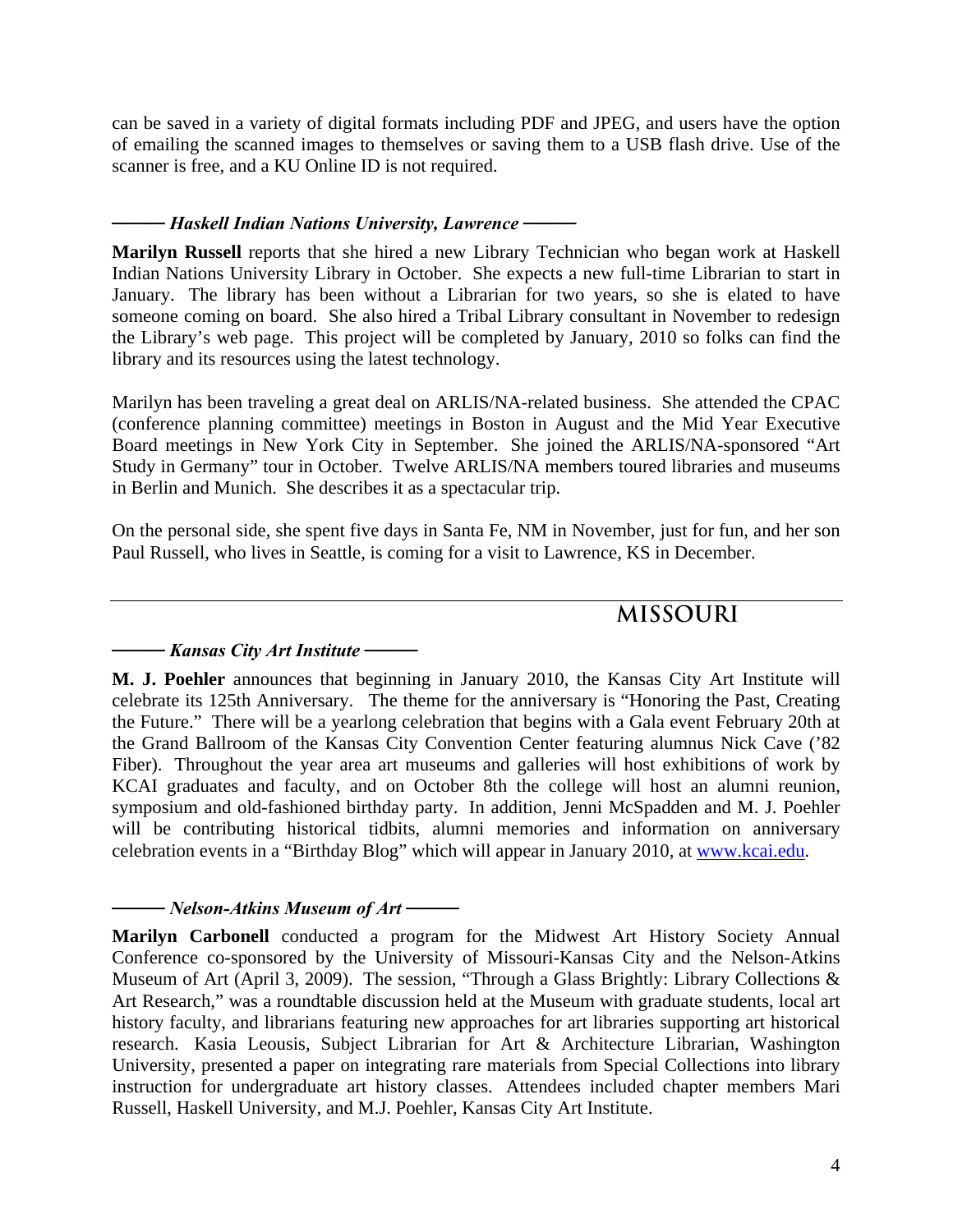can be saved in a variety of digital formats including PDF and JPEG, and users have the option of emailing the scanned images to themselves or saving them to a USB flash drive. Use of the scanner is free, and a KU Online ID is not required.

### ——— *Haskell Indian Nations University, Lawrence* ———

**Marilyn Russell** reports that she hired a new Library Technician who began work at Haskell Indian Nations University Library in October. She expects a new full-time Librarian to start in January. The library has been without a Librarian for two years, so she is elated to have someone coming on board. She also hired a Tribal Library consultant in November to redesign the Library's web page. This project will be completed by January, 2010 so folks can find the library and its resources using the latest technology.

Marilyn has been traveling a great deal on ARLIS/NA-related business. She attended the CPAC (conference planning committee) meetings in Boston in August and the Mid Year Executive Board meetings in New York City in September. She joined the ARLIS/NA-sponsored "Art Study in Germany" tour in October. Twelve ARLIS/NA members toured libraries and museums in Berlin and Munich. She describes it as a spectacular trip.

On the personal side, she spent five days in Santa Fe, NM in November, just for fun, and her son Paul Russell, who lives in Seattle, is coming for a visit to Lawrence, KS in December.

## MISSOURI

### ——— *Kansas City Art Institute* ———

**M. J. Poehler** announces that beginning in January 2010, the Kansas City Art Institute will celebrate its 125th Anniversary. The theme for the anniversary is "Honoring the Past, Creating the Future." There will be a yearlong celebration that begins with a Gala event February 20th at the Grand Ballroom of the Kansas City Convention Center featuring alumnus Nick Cave ('82 Fiber). Throughout the year area art museums and galleries will host exhibitions of work by KCAI graduates and faculty, and on October 8th the college will host an alumni reunion, symposium and old-fashioned birthday party. In addition, Jenni McSpadden and M. J. Poehler will be contributing historical tidbits, alumni memories and information on anniversary celebration events in a "Birthday Blog" which will appear in January 2010, at [www.kcai.edu](http://www.kcai.edu).

### ——— *Nelson-Atkins Museum of Art* ———

**Marilyn Carbonell** conducted a program for the Midwest Art History Society Annual Conference co-sponsored by the University of Missouri-Kansas City and the Nelson-Atkins Museum of Art (April 3, 2009). The session, "Through a Glass Brightly: Library Collections & Art Research," was a roundtable discussion held at the Museum with graduate students, local art history faculty, and librarians featuring new approaches for art libraries supporting art historical research. Kasia Leousis, Subject Librarian for Art & Architecture Librarian, Washington University, presented a paper on integrating rare materials from Special Collections into library instruction for undergraduate art history classes. Attendees included chapter members Mari Russell, Haskell University, and M.J. Poehler, Kansas City Art Institute.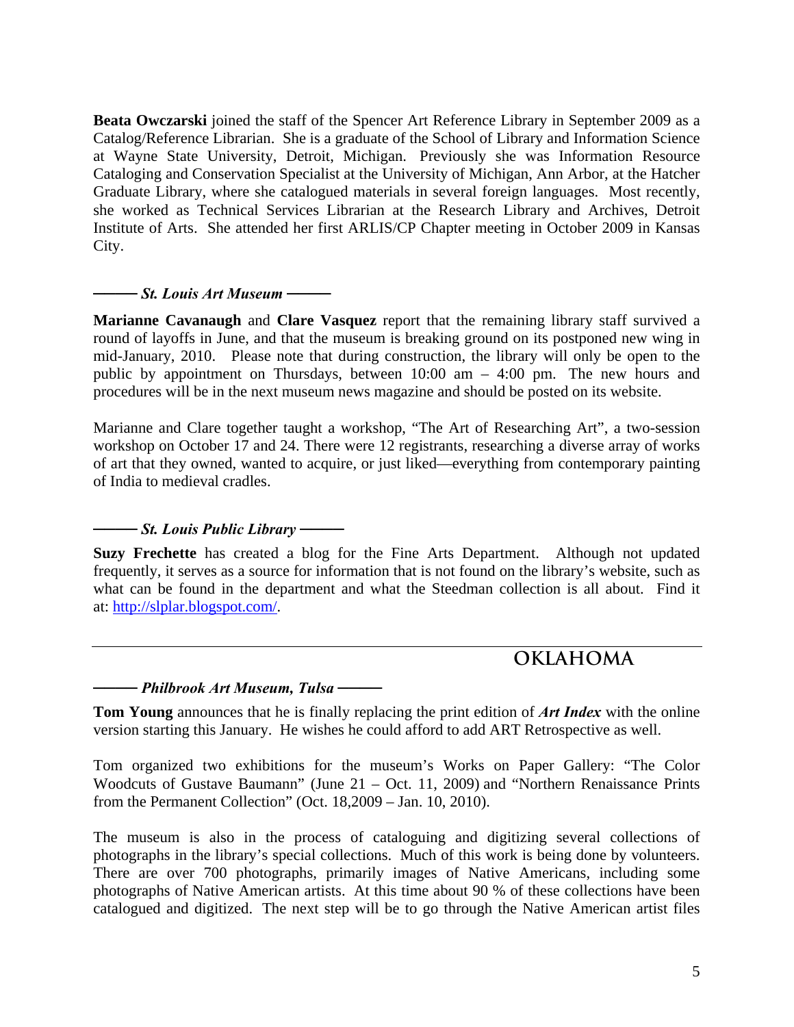**Beata Owczarski** joined the staff of the Spencer Art Reference Library in September 2009 as a Catalog/Reference Librarian. She is a graduate of the School of Library and Information Science at Wayne State University, Detroit, Michigan. Previously she was Information Resource Cataloging and Conservation Specialist at the University of Michigan, Ann Arbor, at the Hatcher Graduate Library, where she catalogued materials in several foreign languages. Most recently, she worked as Technical Services Librarian at the Research Library and Archives, Detroit Institute of Arts. She attended her first ARLIS/CP Chapter meeting in October 2009 in Kansas City.

### ——— *St. Louis Art Museum* ———

**Marianne Cavanaugh** and **Clare Vasquez** report that the remaining library staff survived a round of layoffs in June, and that the museum is breaking ground on its postponed new wing in mid-January, 2010. Please note that during construction, the library will only be open to the public by appointment on Thursdays, between 10:00 am – 4:00 pm. The new hours and procedures will be in the next museum news magazine and should be posted on its website.

Marianne and Clare together taught a workshop, "The Art of Researching Art", a two-session workshop on October 17 and 24. There were 12 registrants, researching a diverse array of works of art that they owned, wanted to acquire, or just liked—everything from contemporary painting of India to medieval cradles.

### ——— *St. Louis Public Library* ———

**Suzy Frechette** has created a blog for the Fine Arts Department. Although not updated frequently, it serves as a source for information that is not found on the library's website, such as what can be found in the department and what the Steedman collection is all about. Find it at: http://slplar.blogspot.com/.

## OKLAHOMA

### ——— *Philbrook Art Museum, Tulsa* ———

**Tom Young** announces that he is finally replacing the print edition of ***Art Index*** with the online version starting this January. He wishes he could afford to add ART Retrospective as well.

Tom organized two exhibitions for the museum's Works on Paper Gallery: "The Color Woodcuts of Gustave Baumann" (June 21 – Oct. 11, 2009) and "Northern Renaissance Prints from the Permanent Collection" (Oct. 18,2009 – Jan. 10, 2010).

The museum is also in the process of cataloguing and digitizing several collections of photographs in the library's special collections. Much of this work is being done by volunteers. There are over 700 photographs, primarily images of Native Americans, including some photographs of Native American artists. At this time about 90 % of these collections have been catalogued and digitized. The next step will be to go through the Native American artist files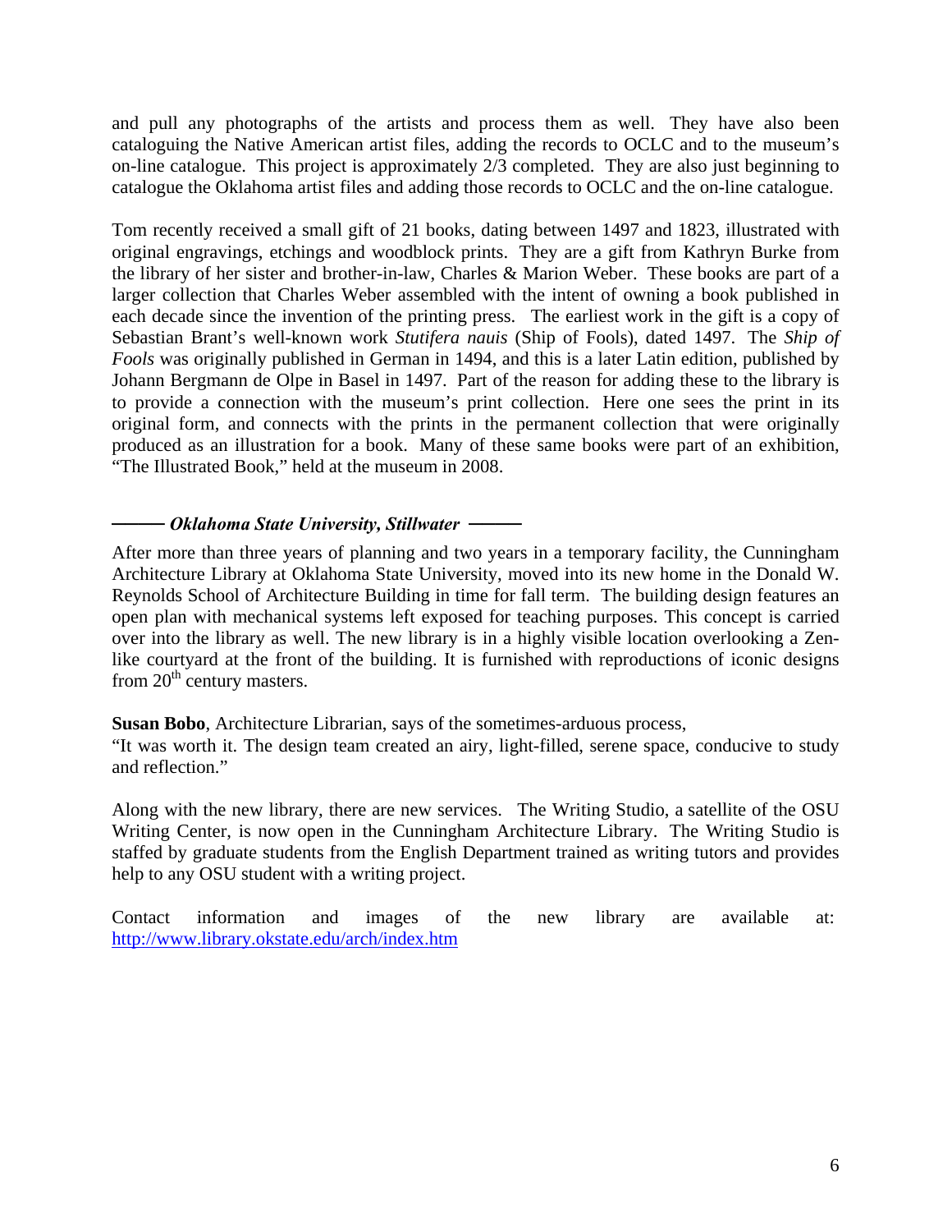and pull any photographs of the artists and process them as well. They have also been cataloguing the Native American artist files, adding the records to OCLC and to the museum's on-line catalogue. This project is approximately 2/3 completed. They are also just beginning to catalogue the Oklahoma artist files and adding those records to OCLC and the on-line catalogue.

Tom recently received a small gift of 21 books, dating between 1497 and 1823, illustrated with original engravings, etchings and woodblock prints. They are a gift from Kathryn Burke from the library of her sister and brother-in-law, Charles & Marion Weber. These books are part of a larger collection that Charles Weber assembled with the intent of owning a book published in each decade since the invention of the printing press. The earliest work in the gift is a copy of Sebastian Brant's well-known work *Stutifera nauis* (Ship of Fools), dated 1497. The *Ship of Fools* was originally published in German in 1494, and this is a later Latin edition, published by Johann Bergmann de Olpe in Basel in 1497. Part of the reason for adding these to the library is to provide a connection with the museum's print collection. Here one sees the print in its original form, and connects with the prints in the permanent collection that were originally produced as an illustration for a book. Many of these same books were part of an exhibition, "The Illustrated Book," held at the museum in 2008.

### ——— *Oklahoma State University, Stillwater* ———

After more than three years of planning and two years in a temporary facility, the Cunningham Architecture Library at Oklahoma State University, moved into its new home in the Donald W. Reynolds School of Architecture Building in time for fall term. The building design features an open plan with mechanical systems left exposed for teaching purposes. This concept is carried over into the library as well. The new library is in a highly visible location overlooking a Zen-like courtyard at the front of the building. It is furnished with reproductions of iconic designs from 20th century masters.

**Susan Bobo**, Architecture Librarian, says of the sometimes-arduous process,
"It was worth it. The design team created an airy, light-filled, serene space, conducive to study and reflection."

Along with the new library, there are new services. The Writing Studio, a satellite of the OSU Writing Center, is now open in the Cunningham Architecture Library. The Writing Studio is staffed by graduate students from the English Department trained as writing tutors and provides help to any OSU student with a writing project.

Contact information and images of the new library are available at: http://www.library.okstate.edu/arch/index.htm